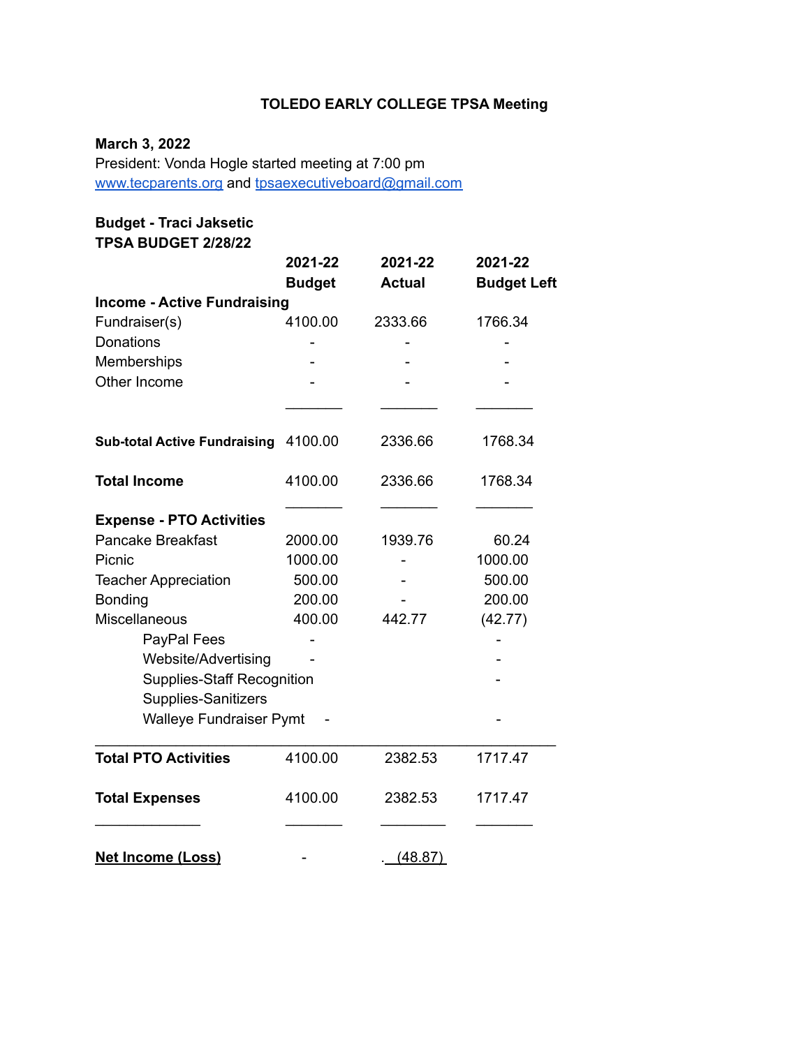**TOLEDO EARLY COLLEGE TPSA Meeting**

**March 3, 2022**

President: Vonda Hogle started meeting at 7:00 pm

www.tecparents.org and tpsaexecutiveboard@gmail.com

**Budget - Traci Jaksetic**

**TPSA BUDGET 2/28/22**

| | **2021-22 Budget** | **2021-22 Actual** | **2021-22 Budget Left** |
|---|---|---|---|
| **Income - Active Fundraising** | | | |
| Fundraiser(s) | 4100.00 | 2333.66 | 1766.34 |
| Donations | - | - | - |
| Memberships | - | - | - |
| Other Income | - | - | - |
| **Sub-total Active Fundraising** | 4100.00 | 2336.66 | 1768.34 |
| **Total Income** | 4100.00 | 2336.66 | 1768.34 |
| **Expense - PTO Activities** | | | |
| Pancake Breakfast | 2000.00 | 1939.76 | 60.24 |
| Picnic | 1000.00 | - | 1000.00 |
| Teacher Appreciation | 500.00 | - | 500.00 |
| Bonding | 200.00 | - | 200.00 |
| Miscellaneous | 400.00 | 442.77 | (42.77) |
| PayPal Fees | - | | - |
| Website/Advertising | - | | - |
| Supplies-Staff Recognition | | | - |
| Supplies-Sanitizers | | | |
| Walleye Fundraiser Pymt | - | | - |
| **Total PTO Activities** | 4100.00 | 2382.53 | 1717.47 |
| **Total Expenses** | 4100.00 | 2382.53 | 1717.47 |
| **Net Income (Loss)** | - | (48.87) | |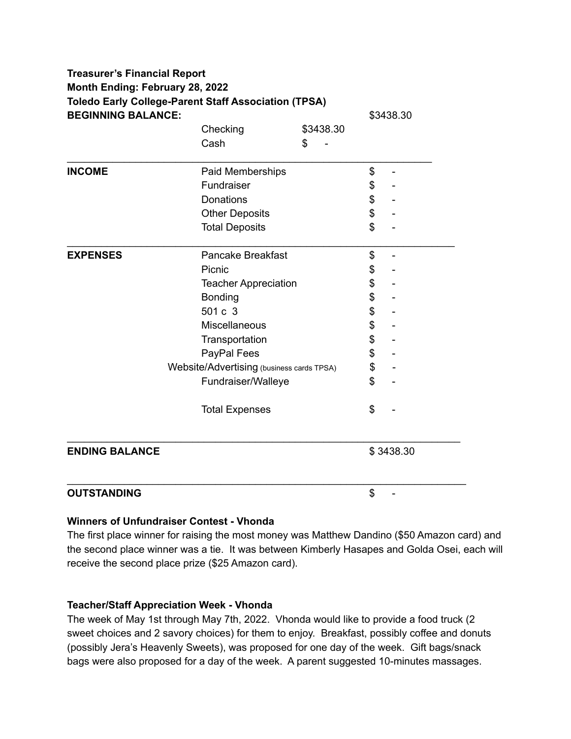**Treasurer's Financial Report**
**Month Ending: February 28, 2022**
**Toledo Early College-Parent Staff Association (TPSA)**

| | | | |
|---|---|---|---|
| **BEGINNING BALANCE:** | | | $3438.30 |
| | Checking | $3438.30 | |
| | Cash | $ - | |
| **INCOME** | Paid Memberships | | $ - |
| | Fundraiser | | $ - |
| | Donations | | $ - |
| | Other Deposits | | $ - |
| | Total Deposits | | $ - |
| **EXPENSES** | Pancake Breakfast | | $ - |
| | Picnic | | $ - |
| | Teacher Appreciation | | $ - |
| | Bonding | | $ - |
| | 501 c 3 | | $ - |
| | Miscellaneous | | $ - |
| | Transportation | | $ - |
| | PayPal Fees | | $ - |
| | Website/Advertising (business cards TPSA) | | $ - |
| | Fundraiser/Walleye | | $ - |
| | Total Expenses | | $ - |
| **ENDING BALANCE** | | | $ 3438.30 |
| **OUTSTANDING** | | | $ - |

**Winners of Unfundraiser Contest - Vhonda**

The first place winner for raising the most money was Matthew Dandino ($50 Amazon card) and the second place winner was a tie. It was between Kimberly Hasapes and Golda Osei, each will receive the second place prize ($25 Amazon card).

**Teacher/Staff Appreciation Week - Vhonda**

The week of May 1st through May 7th, 2022. Vhonda would like to provide a food truck (2 sweet choices and 2 savory choices) for them to enjoy. Breakfast, possibly coffee and donuts (possibly Jera's Heavenly Sweets), was proposed for one day of the week. Gift bags/snack bags were also proposed for a day of the week. A parent suggested 10-minutes massages.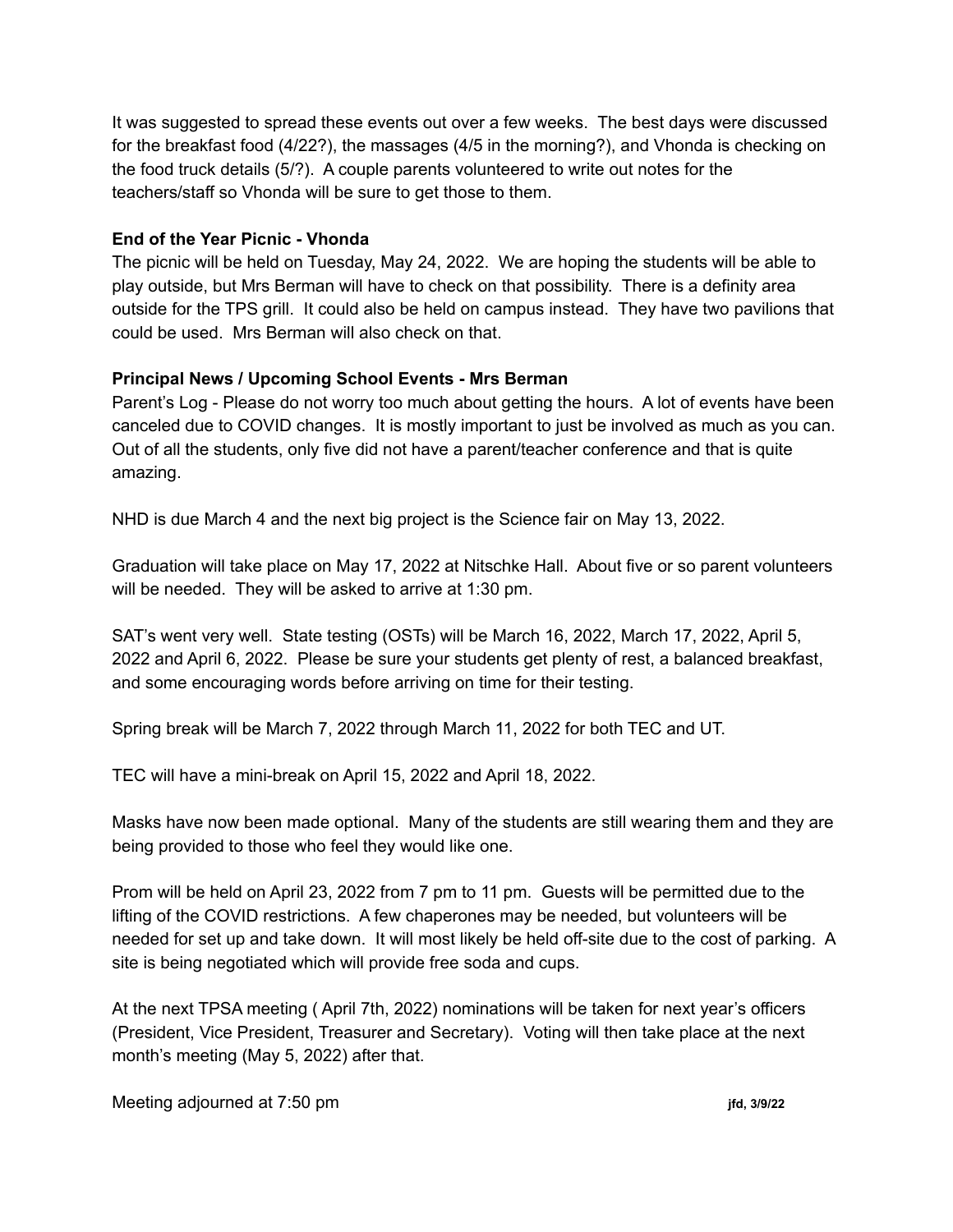It was suggested to spread these events out over a few weeks. The best days were discussed for the breakfast food (4/22?), the massages (4/5 in the morning?), and Vhonda is checking on the food truck details (5/?). A couple parents volunteered to write out notes for the teachers/staff so Vhonda will be sure to get those to them.

**End of the Year Picnic - Vhonda**

The picnic will be held on Tuesday, May 24, 2022. We are hoping the students will be able to play outside, but Mrs Berman will have to check on that possibility. There is a definity area outside for the TPS grill. It could also be held on campus instead. They have two pavilions that could be used. Mrs Berman will also check on that.

**Principal News / Upcoming School Events - Mrs Berman**

Parent's Log - Please do not worry too much about getting the hours. A lot of events have been canceled due to COVID changes. It is mostly important to just be involved as much as you can. Out of all the students, only five did not have a parent/teacher conference and that is quite amazing.

NHD is due March 4 and the next big project is the Science fair on May 13, 2022.

Graduation will take place on May 17, 2022 at Nitschke Hall. About five or so parent volunteers will be needed. They will be asked to arrive at 1:30 pm.

SAT's went very well. State testing (OSTs) will be March 16, 2022, March 17, 2022, April 5, 2022 and April 6, 2022. Please be sure your students get plenty of rest, a balanced breakfast, and some encouraging words before arriving on time for their testing.

Spring break will be March 7, 2022 through March 11, 2022 for both TEC and UT.

TEC will have a mini-break on April 15, 2022 and April 18, 2022.

Masks have now been made optional. Many of the students are still wearing them and they are being provided to those who feel they would like one.

Prom will be held on April 23, 2022 from 7 pm to 11 pm. Guests will be permitted due to the lifting of the COVID restrictions. A few chaperones may be needed, but volunteers will be needed for set up and take down. It will most likely be held off-site due to the cost of parking. A site is being negotiated which will provide free soda and cups.

At the next TPSA meeting ( April 7th, 2022) nominations will be taken for next year's officers (President, Vice President, Treasurer and Secretary). Voting will then take place at the next month's meeting (May 5, 2022) after that.

Meeting adjourned at 7:50 pm **jfd, 3/9/22**